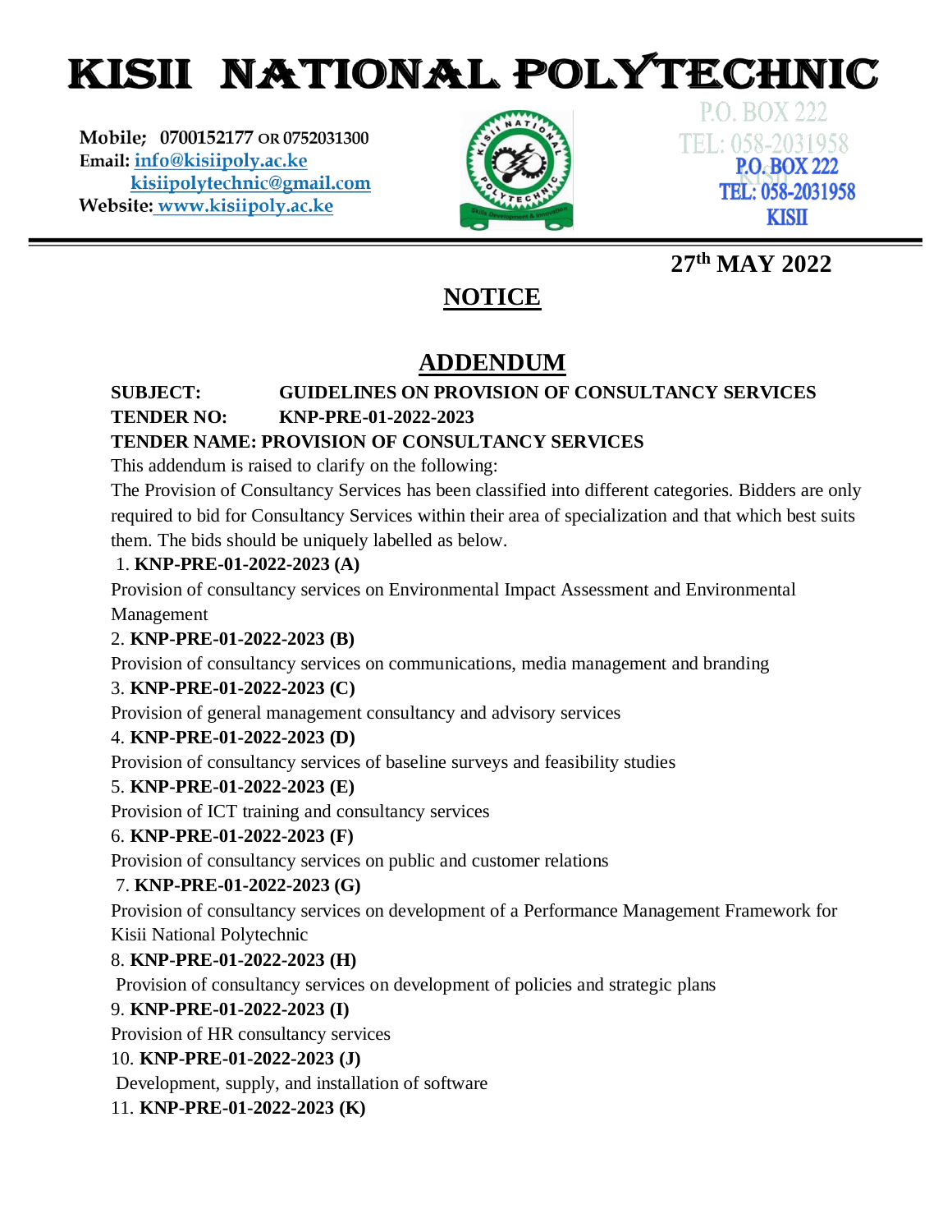# KISII NATIONAL POLYTECHNIC

**Mobile; 0700152177 OR 0752031300**
**Email:** info@kisiipoly.ac.ke
kisiipolytechnic@gmail.com
**Website:** www.kisiipoly.ac.ke

P.O. BOX 222
TEL: 058-2031958
**P.O. BOX 222**
**TEL: 058-2031958**
**KISII**

**27th MAY 2022**

## NOTICE

## ADDENDUM

**SUBJECT: GUIDELINES ON PROVISION OF CONSULTANCY SERVICES**
**TENDER NO: KNP-PRE-01-2022-2023**
**TENDER NAME: PROVISION OF CONSULTANCY SERVICES**

This addendum is raised to clarify on the following:

The Provision of Consultancy Services has been classified into different categories. Bidders are only required to bid for Consultancy Services within their area of specialization and that which best suits them. The bids should be uniquely labelled as below.

1. **KNP-PRE-01-2022-2023 (A)**
Provision of consultancy services on Environmental Impact Assessment and Environmental Management
2. **KNP-PRE-01-2022-2023 (B)**
Provision of consultancy services on communications, media management and branding
3. **KNP-PRE-01-2022-2023 (C)**
Provision of general management consultancy and advisory services
4. **KNP-PRE-01-2022-2023 (D)**
Provision of consultancy services of baseline surveys and feasibility studies
5. **KNP-PRE-01-2022-2023 (E)**
Provision of ICT training and consultancy services
6. **KNP-PRE-01-2022-2023 (F)**
Provision of consultancy services on public and customer relations
7. **KNP-PRE-01-2022-2023 (G)**
Provision of consultancy services on development of a Performance Management Framework for Kisii National Polytechnic
8. **KNP-PRE-01-2022-2023 (H)**
Provision of consultancy services on development of policies and strategic plans
9. **KNP-PRE-01-2022-2023 (I)**
Provision of HR consultancy services
10. **KNP-PRE-01-2022-2023 (J)**
Development, supply, and installation of software
11. **KNP-PRE-01-2022-2023 (K)**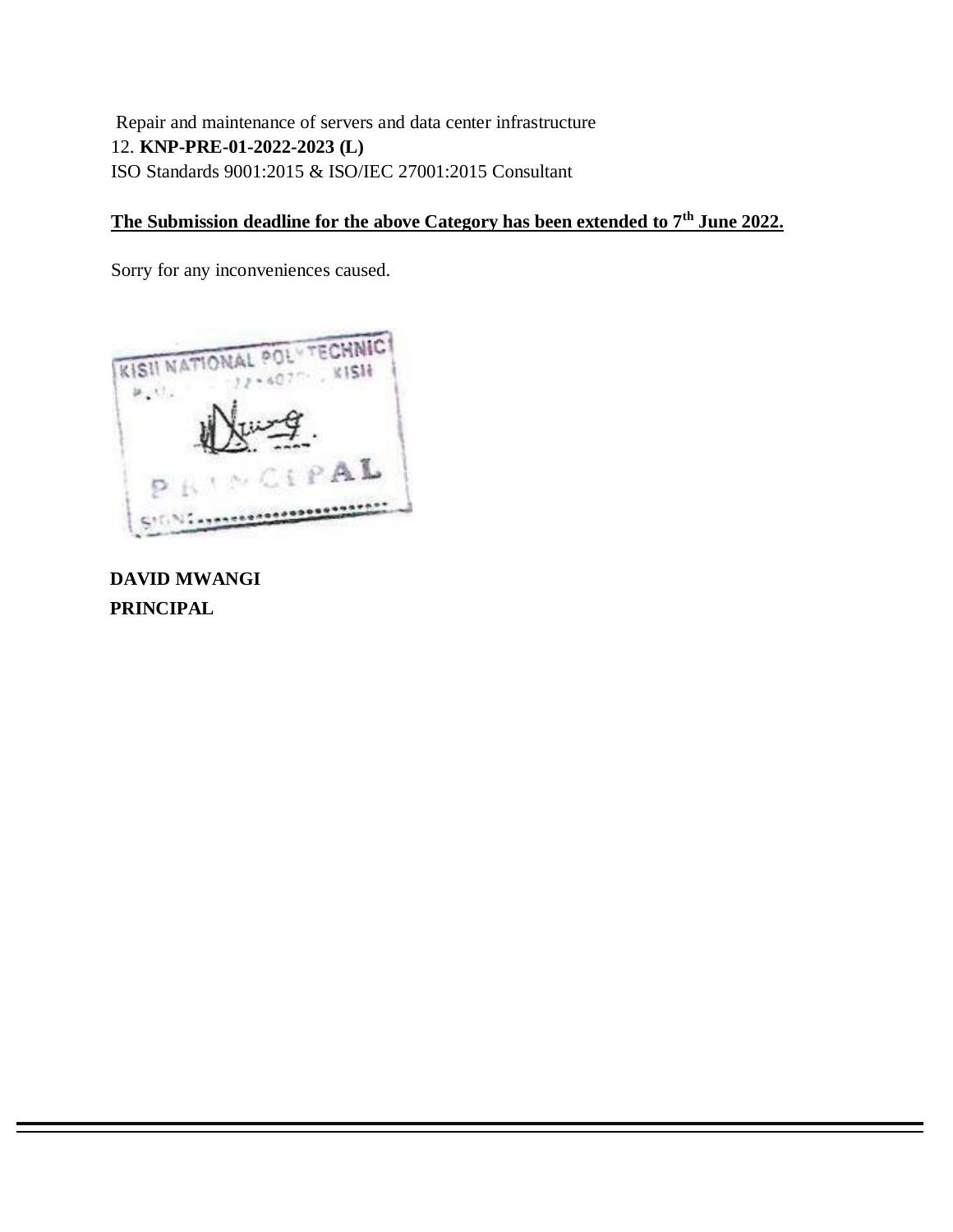Repair and maintenance of servers and data center infrastructure

12. **KNP-PRE-01-2022-2023 (L)**

ISO Standards 9001:2015 & ISO/IEC 27001:2015 Consultant

**<u>The Submission deadline for the above Category has been extended to 7th June 2022.</u>**

Sorry for any inconveniences caused.

KISII NATIONAL POLYTECHNIC
KISII
PRINCIPAL
SIGN:........................

**DAVID MWANGI**

**PRINCIPAL**